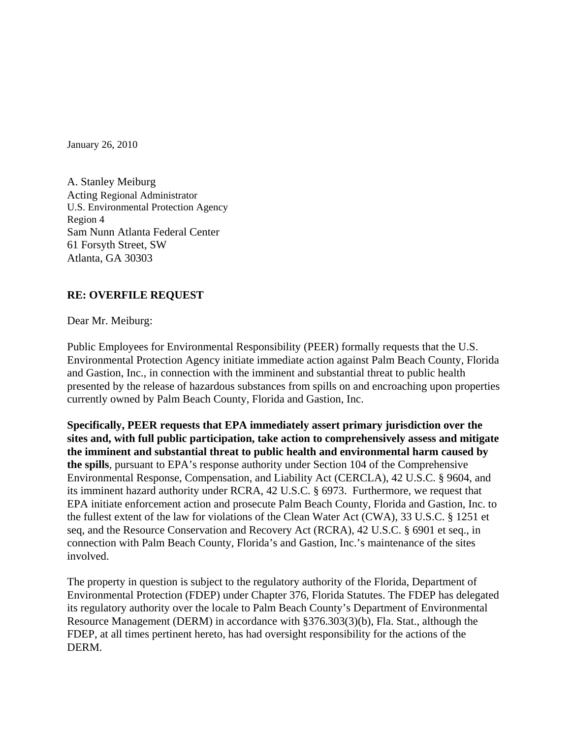January 26, 2010

A. Stanley Meiburg
Acting Regional Administrator
U.S. Environmental Protection Agency
Region 4
Sam Nunn Atlanta Federal Center
61 Forsyth Street, SW
Atlanta, GA 30303

**RE: OVERFILE REQUEST**

Dear Mr. Meiburg:

Public Employees for Environmental Responsibility (PEER) formally requests that the U.S. Environmental Protection Agency initiate immediate action against Palm Beach County, Florida and Gastion, Inc., in connection with the imminent and substantial threat to public health presented by the release of hazardous substances from spills on and encroaching upon properties currently owned by Palm Beach County, Florida and Gastion, Inc.

**Specifically, PEER requests that EPA immediately assert primary jurisdiction over the sites and, with full public participation, take action to comprehensively assess and mitigate the imminent and substantial threat to public health and environmental harm caused by the spills**, pursuant to EPA's response authority under Section 104 of the Comprehensive Environmental Response, Compensation, and Liability Act (CERCLA), 42 U.S.C. § 9604, and its imminent hazard authority under RCRA, 42 U.S.C. § 6973. Furthermore, we request that EPA initiate enforcement action and prosecute Palm Beach County, Florida and Gastion, Inc. to the fullest extent of the law for violations of the Clean Water Act (CWA), 33 U.S.C. § 1251 et seq, and the Resource Conservation and Recovery Act (RCRA), 42 U.S.C. § 6901 et seq., in connection with Palm Beach County, Florida's and Gastion, Inc.'s maintenance of the sites involved.

The property in question is subject to the regulatory authority of the Florida, Department of Environmental Protection (FDEP) under Chapter 376, Florida Statutes. The FDEP has delegated its regulatory authority over the locale to Palm Beach County's Department of Environmental Resource Management (DERM) in accordance with §376.303(3)(b), Fla. Stat., although the FDEP, at all times pertinent hereto, has had oversight responsibility for the actions of the DERM.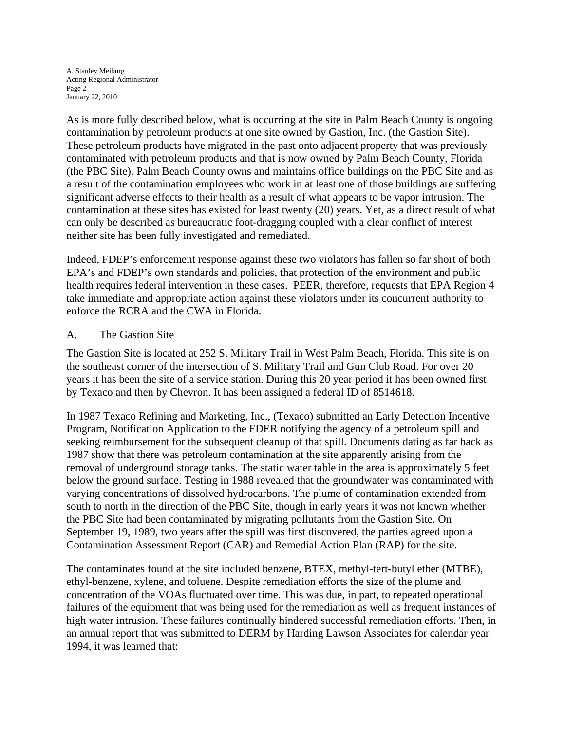As is more fully described below, what is occurring at the site in Palm Beach County is ongoing contamination by petroleum products at one site owned by Gastion, Inc. (the Gastion Site). These petroleum products have migrated in the past onto adjacent property that was previously contaminated with petroleum products and that is now owned by Palm Beach County, Florida (the PBC Site). Palm Beach County owns and maintains office buildings on the PBC Site and as a result of the contamination employees who work in at least one of those buildings are suffering significant adverse effects to their health as a result of what appears to be vapor intrusion. The contamination at these sites has existed for least twenty (20) years. Yet, as a direct result of what can only be described as bureaucratic foot-dragging coupled with a clear conflict of interest neither site has been fully investigated and remediated.

Indeed, FDEP's enforcement response against these two violators has fallen so far short of both EPA's and FDEP's own standards and policies, that protection of the environment and public health requires federal intervention in these cases. PEER, therefore, requests that EPA Region 4 take immediate and appropriate action against these violators under its concurrent authority to enforce the RCRA and the CWA in Florida.

## A. <u>The Gastion Site</u>

The Gastion Site is located at 252 S. Military Trail in West Palm Beach, Florida. This site is on the southeast corner of the intersection of S. Military Trail and Gun Club Road. For over 20 years it has been the site of a service station. During this 20 year period it has been owned first by Texaco and then by Chevron. It has been assigned a federal ID of 8514618.

In 1987 Texaco Refining and Marketing, Inc., (Texaco) submitted an Early Detection Incentive Program, Notification Application to the FDER notifying the agency of a petroleum spill and seeking reimbursement for the subsequent cleanup of that spill. Documents dating as far back as 1987 show that there was petroleum contamination at the site apparently arising from the removal of underground storage tanks. The static water table in the area is approximately 5 feet below the ground surface. Testing in 1988 revealed that the groundwater was contaminated with varying concentrations of dissolved hydrocarbons. The plume of contamination extended from south to north in the direction of the PBC Site, though in early years it was not known whether the PBC Site had been contaminated by migrating pollutants from the Gastion Site. On September 19, 1989, two years after the spill was first discovered, the parties agreed upon a Contamination Assessment Report (CAR) and Remedial Action Plan (RAP) for the site.

The contaminates found at the site included benzene, BTEX, methyl-tert-butyl ether (MTBE), ethyl-benzene, xylene, and toluene. Despite remediation efforts the size of the plume and concentration of the VOAs fluctuated over time. This was due, in part, to repeated operational failures of the equipment that was being used for the remediation as well as frequent instances of high water intrusion. These failures continually hindered successful remediation efforts. Then, in an annual report that was submitted to DERM by Harding Lawson Associates for calendar year 1994, it was learned that: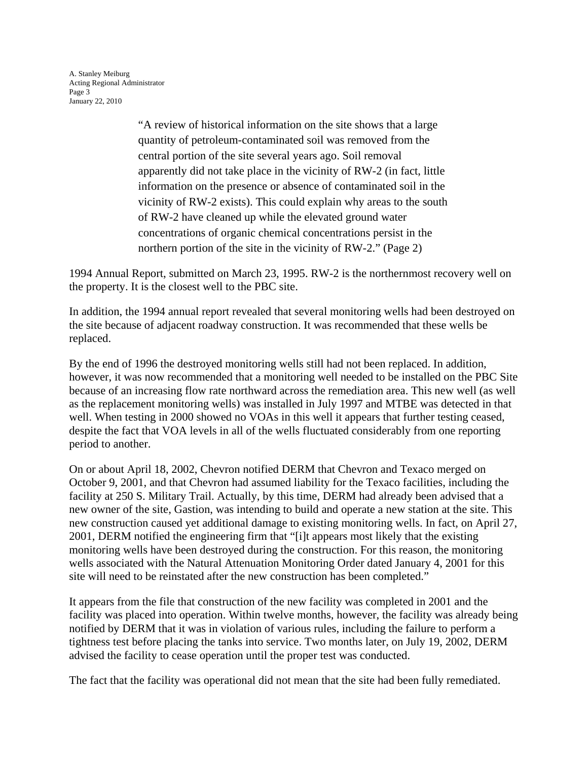> "A review of historical information on the site shows that a large quantity of petroleum-contaminated soil was removed from the central portion of the site several years ago. Soil removal apparently did not take place in the vicinity of RW-2 (in fact, little information on the presence or absence of contaminated soil in the vicinity of RW-2 exists). This could explain why areas to the south of RW-2 have cleaned up while the elevated ground water concentrations of organic chemical concentrations persist in the northern portion of the site in the vicinity of RW-2." (Page 2)

1994 Annual Report, submitted on March 23, 1995. RW-2 is the northernmost recovery well on the property. It is the closest well to the PBC site.

In addition, the 1994 annual report revealed that several monitoring wells had been destroyed on the site because of adjacent roadway construction. It was recommended that these wells be replaced.

By the end of 1996 the destroyed monitoring wells still had not been replaced. In addition, however, it was now recommended that a monitoring well needed to be installed on the PBC Site because of an increasing flow rate northward across the remediation area. This new well (as well as the replacement monitoring wells) was installed in July 1997 and MTBE was detected in that well. When testing in 2000 showed no VOAs in this well it appears that further testing ceased, despite the fact that VOA levels in all of the wells fluctuated considerably from one reporting period to another.

On or about April 18, 2002, Chevron notified DERM that Chevron and Texaco merged on October 9, 2001, and that Chevron had assumed liability for the Texaco facilities, including the facility at 250 S. Military Trail. Actually, by this time, DERM had already been advised that a new owner of the site, Gastion, was intending to build and operate a new station at the site. This new construction caused yet additional damage to existing monitoring wells. In fact, on April 27, 2001, DERM notified the engineering firm that "[i]t appears most likely that the existing monitoring wells have been destroyed during the construction. For this reason, the monitoring wells associated with the Natural Attenuation Monitoring Order dated January 4, 2001 for this site will need to be reinstated after the new construction has been completed."

It appears from the file that construction of the new facility was completed in 2001 and the facility was placed into operation. Within twelve months, however, the facility was already being notified by DERM that it was in violation of various rules, including the failure to perform a tightness test before placing the tanks into service. Two months later, on July 19, 2002, DERM advised the facility to cease operation until the proper test was conducted.

The fact that the facility was operational did not mean that the site had been fully remediated.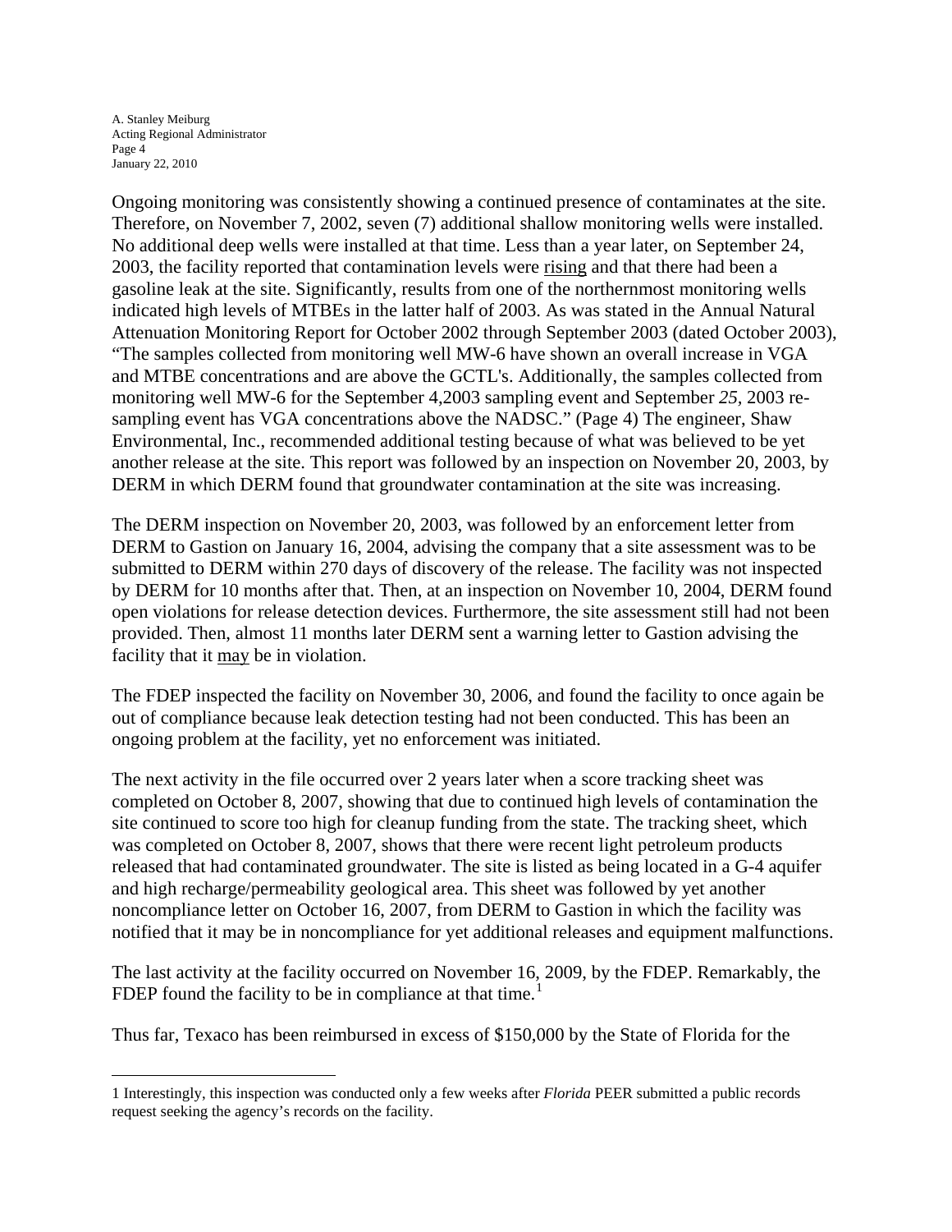Ongoing monitoring was consistently showing a continued presence of contaminates at the site. Therefore, on November 7, 2002, seven (7) additional shallow monitoring wells were installed. No additional deep wells were installed at that time. Less than a year later, on September 24, 2003, the facility reported that contamination levels were <u>rising</u> and that there had been a gasoline leak at the site. Significantly, results from one of the northernmost monitoring wells indicated high levels of MTBEs in the latter half of 2003. As was stated in the Annual Natural Attenuation Monitoring Report for October 2002 through September 2003 (dated October 2003), "The samples collected from monitoring well MW-6 have shown an overall increase in VGA and MTBE concentrations and are above the GCTL's. Additionally, the samples collected from monitoring well MW-6 for the September 4,2003 sampling event and September *25,* 2003 re-sampling event has VGA concentrations above the NADSC." (Page 4) The engineer, Shaw Environmental, Inc., recommended additional testing because of what was believed to be yet another release at the site. This report was followed by an inspection on November 20, 2003, by DERM in which DERM found that groundwater contamination at the site was increasing.

The DERM inspection on November 20, 2003, was followed by an enforcement letter from DERM to Gastion on January 16, 2004, advising the company that a site assessment was to be submitted to DERM within 270 days of discovery of the release. The facility was not inspected by DERM for 10 months after that. Then, at an inspection on November 10, 2004, DERM found open violations for release detection devices. Furthermore, the site assessment still had not been provided. Then, almost 11 months later DERM sent a warning letter to Gastion advising the facility that it <u>may</u> be in violation.

The FDEP inspected the facility on November 30, 2006, and found the facility to once again be out of compliance because leak detection testing had not been conducted. This has been an ongoing problem at the facility, yet no enforcement was initiated.

The next activity in the file occurred over 2 years later when a score tracking sheet was completed on October 8, 2007, showing that due to continued high levels of contamination the site continued to score too high for cleanup funding from the state. The tracking sheet, which was completed on October 8, 2007, shows that there were recent light petroleum products released that had contaminated groundwater. The site is listed as being located in a G-4 aquifer and high recharge/permeability geological area. This sheet was followed by yet another noncompliance letter on October 16, 2007, from DERM to Gastion in which the facility was notified that it may be in noncompliance for yet additional releases and equipment malfunctions.

The last activity at the facility occurred on November 16, 2009, by the FDEP. Remarkably, the FDEP found the facility to be in compliance at that time.[1]

Thus far, Texaco has been reimbursed in excess of $150,000 by the State of Florida for the

---

1 Interestingly, this inspection was conducted only a few weeks after *Florida* PEER submitted a public records request seeking the agency's records on the facility.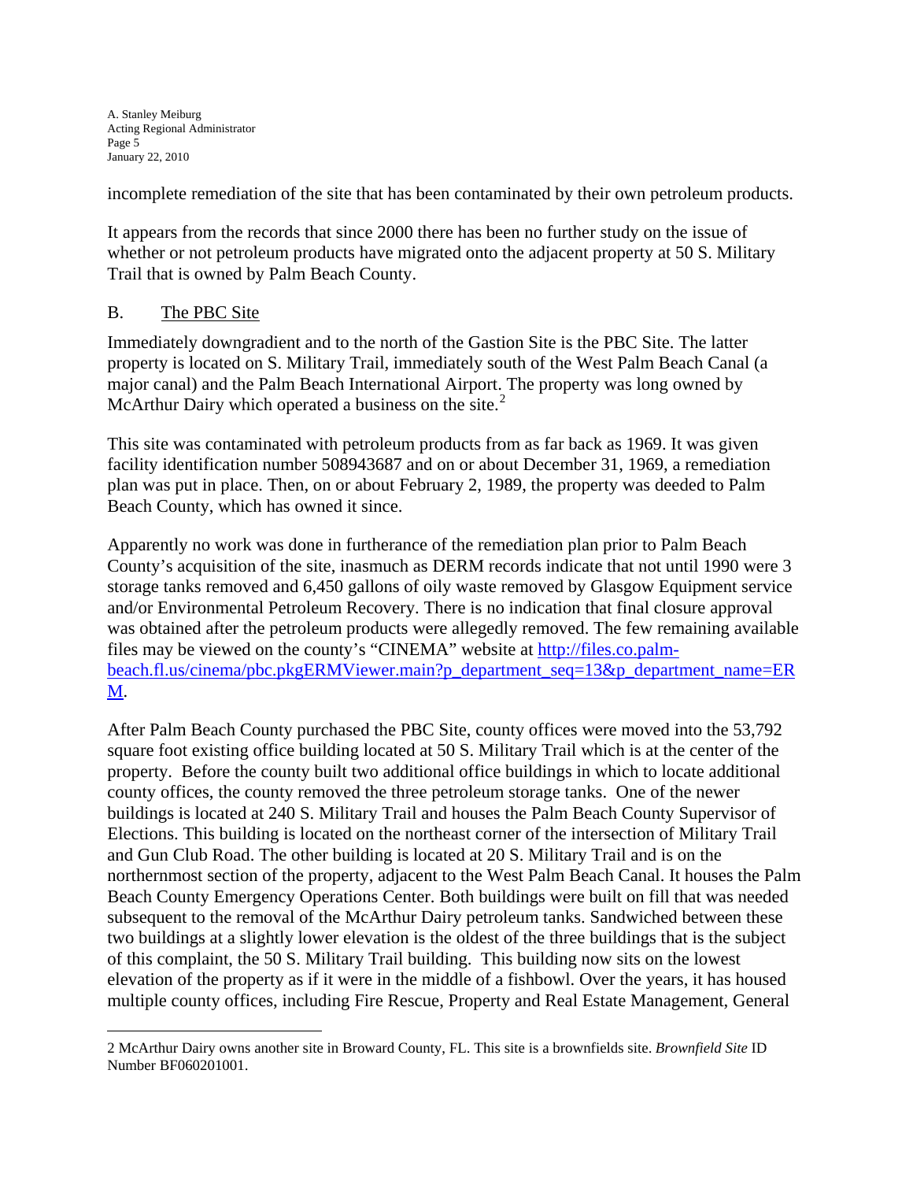incomplete remediation of the site that has been contaminated by their own petroleum products.

It appears from the records that since 2000 there has been no further study on the issue of whether or not petroleum products have migrated onto the adjacent property at 50 S. Military Trail that is owned by Palm Beach County.

B. The PBC Site

Immediately downgradient and to the north of the Gastion Site is the PBC Site. The latter property is located on S. Military Trail, immediately south of the West Palm Beach Canal (a major canal) and the Palm Beach International Airport. The property was long owned by McArthur Dairy which operated a business on the site.[2]

This site was contaminated with petroleum products from as far back as 1969. It was given facility identification number 508943687 and on or about December 31, 1969, a remediation plan was put in place. Then, on or about February 2, 1989, the property was deeded to Palm Beach County, which has owned it since.

Apparently no work was done in furtherance of the remediation plan prior to Palm Beach County's acquisition of the site, inasmuch as DERM records indicate that not until 1990 were 3 storage tanks removed and 6,450 gallons of oily waste removed by Glasgow Equipment service and/or Environmental Petroleum Recovery. There is no indication that final closure approval was obtained after the petroleum products were allegedly removed. The few remaining available files may be viewed on the county's "CINEMA" website at http://files.co.palm-beach.fl.us/cinema/pbc.pkgERMViewer.main?p_department_seq=13&p_department_name=ERM.

After Palm Beach County purchased the PBC Site, county offices were moved into the 53,792 square foot existing office building located at 50 S. Military Trail which is at the center of the property. Before the county built two additional office buildings in which to locate additional county offices, the county removed the three petroleum storage tanks. One of the newer buildings is located at 240 S. Military Trail and houses the Palm Beach County Supervisor of Elections. This building is located on the northeast corner of the intersection of Military Trail and Gun Club Road. The other building is located at 20 S. Military Trail and is on the northernmost section of the property, adjacent to the West Palm Beach Canal. It houses the Palm Beach County Emergency Operations Center. Both buildings were built on fill that was needed subsequent to the removal of the McArthur Dairy petroleum tanks. Sandwiched between these two buildings at a slightly lower elevation is the oldest of the three buildings that is the subject of this complaint, the 50 S. Military Trail building. This building now sits on the lowest elevation of the property as if it were in the middle of a fishbowl. Over the years, it has housed multiple county offices, including Fire Rescue, Property and Real Estate Management, General

---

2 McArthur Dairy owns another site in Broward County, FL. This site is a brownfields site. *Brownfield Site* ID Number BF060201001.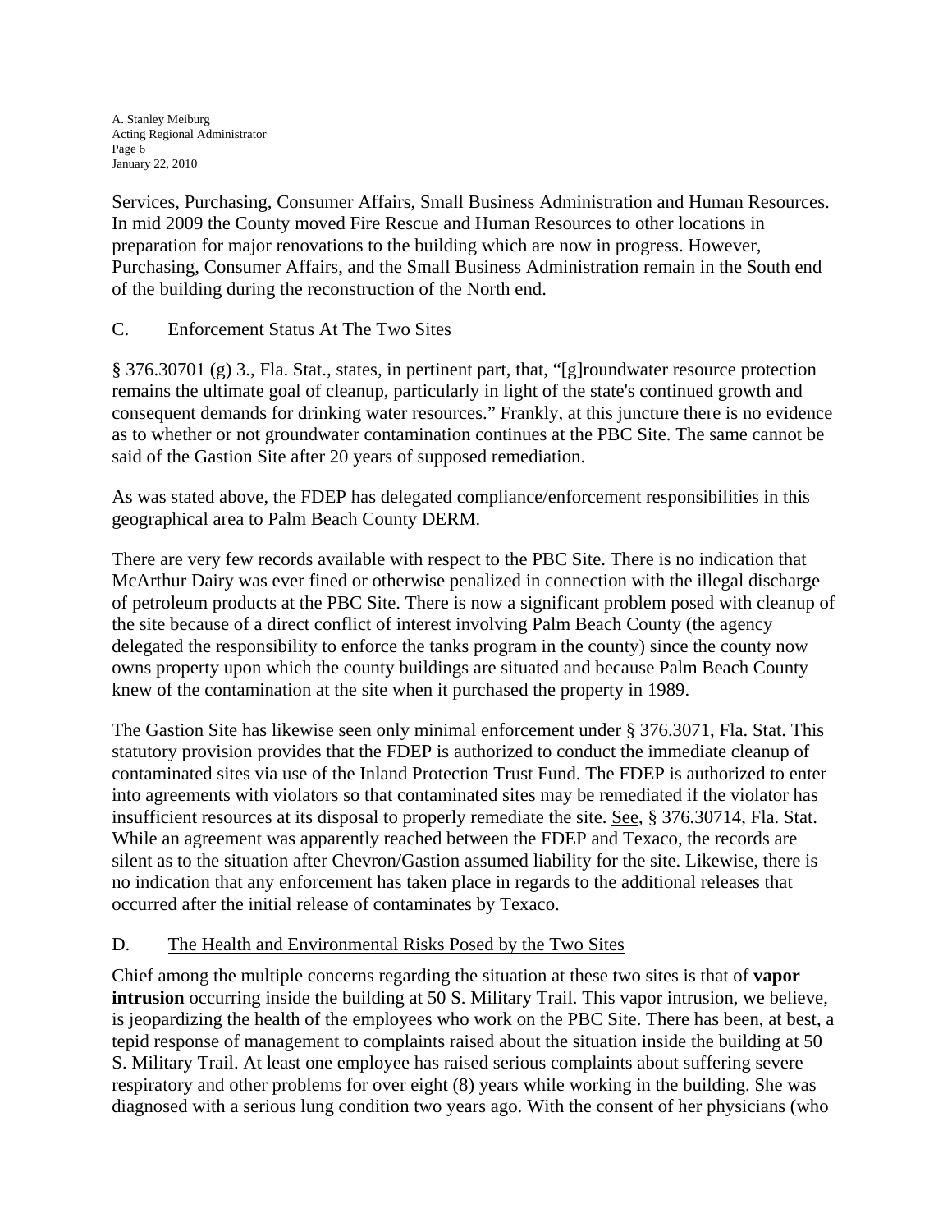Services, Purchasing, Consumer Affairs, Small Business Administration and Human Resources. In mid 2009 the County moved Fire Rescue and Human Resources to other locations in preparation for major renovations to the building which are now in progress. However, Purchasing, Consumer Affairs, and the Small Business Administration remain in the South end of the building during the reconstruction of the North end.

## C. Enforcement Status At The Two Sites

§ 376.30701 (g) 3., Fla. Stat., states, in pertinent part, that, "[g]roundwater resource protection remains the ultimate goal of cleanup, particularly in light of the state's continued growth and consequent demands for drinking water resources." Frankly, at this juncture there is no evidence as to whether or not groundwater contamination continues at the PBC Site. The same cannot be said of the Gastion Site after 20 years of supposed remediation.

As was stated above, the FDEP has delegated compliance/enforcement responsibilities in this geographical area to Palm Beach County DERM.

There are very few records available with respect to the PBC Site. There is no indication that McArthur Dairy was ever fined or otherwise penalized in connection with the illegal discharge of petroleum products at the PBC Site. There is now a significant problem posed with cleanup of the site because of a direct conflict of interest involving Palm Beach County (the agency delegated the responsibility to enforce the tanks program in the county) since the county now owns property upon which the county buildings are situated and because Palm Beach County knew of the contamination at the site when it purchased the property in 1989.

The Gastion Site has likewise seen only minimal enforcement under § 376.3071, Fla. Stat. This statutory provision provides that the FDEP is authorized to conduct the immediate cleanup of contaminated sites via use of the Inland Protection Trust Fund. The FDEP is authorized to enter into agreements with violators so that contaminated sites may be remediated if the violator has insufficient resources at its disposal to properly remediate the site. See, § 376.30714, Fla. Stat. While an agreement was apparently reached between the FDEP and Texaco, the records are silent as to the situation after Chevron/Gastion assumed liability for the site. Likewise, there is no indication that any enforcement has taken place in regards to the additional releases that occurred after the initial release of contaminates by Texaco.

## D. The Health and Environmental Risks Posed by the Two Sites

Chief among the multiple concerns regarding the situation at these two sites is that of **vapor intrusion** occurring inside the building at 50 S. Military Trail. This vapor intrusion, we believe, is jeopardizing the health of the employees who work on the PBC Site. There has been, at best, a tepid response of management to complaints raised about the situation inside the building at 50 S. Military Trail. At least one employee has raised serious complaints about suffering severe respiratory and other problems for over eight (8) years while working in the building. She was diagnosed with a serious lung condition two years ago. With the consent of her physicians (who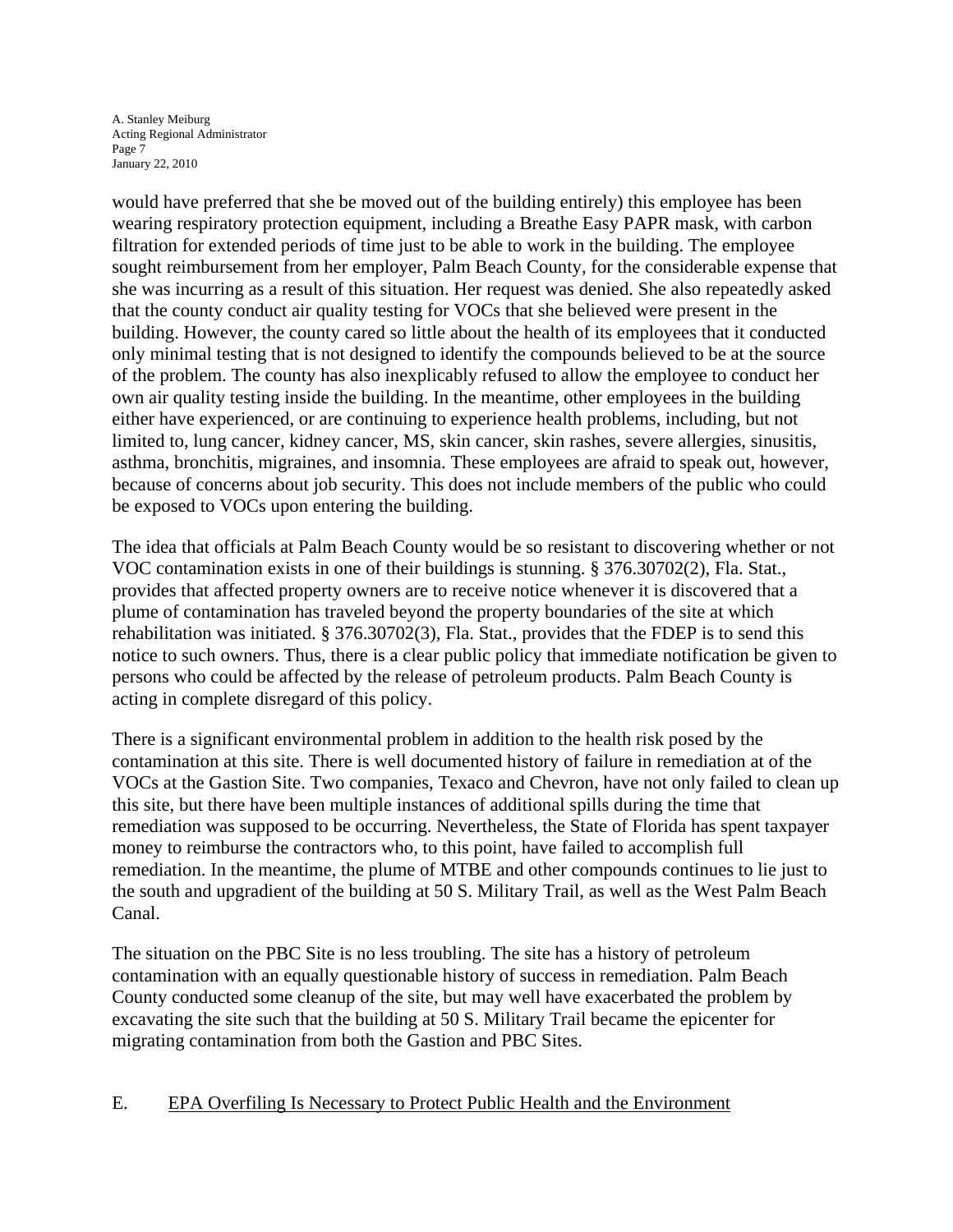would have preferred that she be moved out of the building entirely) this employee has been wearing respiratory protection equipment, including a Breathe Easy PAPR mask, with carbon filtration for extended periods of time just to be able to work in the building. The employee sought reimbursement from her employer, Palm Beach County, for the considerable expense that she was incurring as a result of this situation. Her request was denied. She also repeatedly asked that the county conduct air quality testing for VOCs that she believed were present in the building. However, the county cared so little about the health of its employees that it conducted only minimal testing that is not designed to identify the compounds believed to be at the source of the problem. The county has also inexplicably refused to allow the employee to conduct her own air quality testing inside the building. In the meantime, other employees in the building either have experienced, or are continuing to experience health problems, including, but not limited to, lung cancer, kidney cancer, MS, skin cancer, skin rashes, severe allergies, sinusitis, asthma, bronchitis, migraines, and insomnia. These employees are afraid to speak out, however, because of concerns about job security. This does not include members of the public who could be exposed to VOCs upon entering the building.

The idea that officials at Palm Beach County would be so resistant to discovering whether or not VOC contamination exists in one of their buildings is stunning. § 376.30702(2), Fla. Stat., provides that affected property owners are to receive notice whenever it is discovered that a plume of contamination has traveled beyond the property boundaries of the site at which rehabilitation was initiated. § 376.30702(3), Fla. Stat., provides that the FDEP is to send this notice to such owners. Thus, there is a clear public policy that immediate notification be given to persons who could be affected by the release of petroleum products. Palm Beach County is acting in complete disregard of this policy.

There is a significant environmental problem in addition to the health risk posed by the contamination at this site. There is well documented history of failure in remediation at of the VOCs at the Gastion Site. Two companies, Texaco and Chevron, have not only failed to clean up this site, but there have been multiple instances of additional spills during the time that remediation was supposed to be occurring. Nevertheless, the State of Florida has spent taxpayer money to reimburse the contractors who, to this point, have failed to accomplish full remediation. In the meantime, the plume of MTBE and other compounds continues to lie just to the south and upgradient of the building at 50 S. Military Trail, as well as the West Palm Beach Canal.

The situation on the PBC Site is no less troubling. The site has a history of petroleum contamination with an equally questionable history of success in remediation. Palm Beach County conducted some cleanup of the site, but may well have exacerbated the problem by excavating the site such that the building at 50 S. Military Trail became the epicenter for migrating contamination from both the Gastion and PBC Sites.

## E. EPA Overfiling Is Necessary to Protect Public Health and the Environment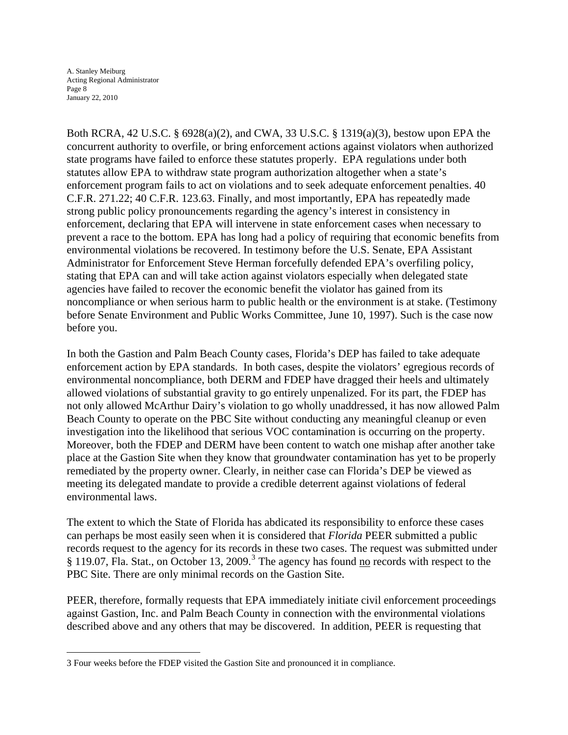Both RCRA, 42 U.S.C. § 6928(a)(2), and CWA, 33 U.S.C. § 1319(a)(3), bestow upon EPA the concurrent authority to overfile, or bring enforcement actions against violators when authorized state programs have failed to enforce these statutes properly. EPA regulations under both statutes allow EPA to withdraw state program authorization altogether when a state's enforcement program fails to act on violations and to seek adequate enforcement penalties. 40 C.F.R. 271.22; 40 C.F.R. 123.63. Finally, and most importantly, EPA has repeatedly made strong public policy pronouncements regarding the agency's interest in consistency in enforcement, declaring that EPA will intervene in state enforcement cases when necessary to prevent a race to the bottom. EPA has long had a policy of requiring that economic benefits from environmental violations be recovered. In testimony before the U.S. Senate, EPA Assistant Administrator for Enforcement Steve Herman forcefully defended EPA's overfiling policy, stating that EPA can and will take action against violators especially when delegated state agencies have failed to recover the economic benefit the violator has gained from its noncompliance or when serious harm to public health or the environment is at stake. (Testimony before Senate Environment and Public Works Committee, June 10, 1997). Such is the case now before you.

In both the Gastion and Palm Beach County cases, Florida's DEP has failed to take adequate enforcement action by EPA standards. In both cases, despite the violators' egregious records of environmental noncompliance, both DERM and FDEP have dragged their heels and ultimately allowed violations of substantial gravity to go entirely unpenalized. For its part, the FDEP has not only allowed McArthur Dairy's violation to go wholly unaddressed, it has now allowed Palm Beach County to operate on the PBC Site without conducting any meaningful cleanup or even investigation into the likelihood that serious VOC contamination is occurring on the property. Moreover, both the FDEP and DERM have been content to watch one mishap after another take place at the Gastion Site when they know that groundwater contamination has yet to be properly remediated by the property owner. Clearly, in neither case can Florida's DEP be viewed as meeting its delegated mandate to provide a credible deterrent against violations of federal environmental laws.

The extent to which the State of Florida has abdicated its responsibility to enforce these cases can perhaps be most easily seen when it is considered that *Florida* PEER submitted a public records request to the agency for its records in these two cases. The request was submitted under § 119.07, Fla. Stat., on October 13, 2009.[3] The agency has found <u>no</u> records with respect to the PBC Site. There are only minimal records on the Gastion Site.

PEER, therefore, formally requests that EPA immediately initiate civil enforcement proceedings against Gastion, Inc. and Palm Beach County in connection with the environmental violations described above and any others that may be discovered. In addition, PEER is requesting that

---

3 Four weeks before the FDEP visited the Gastion Site and pronounced it in compliance.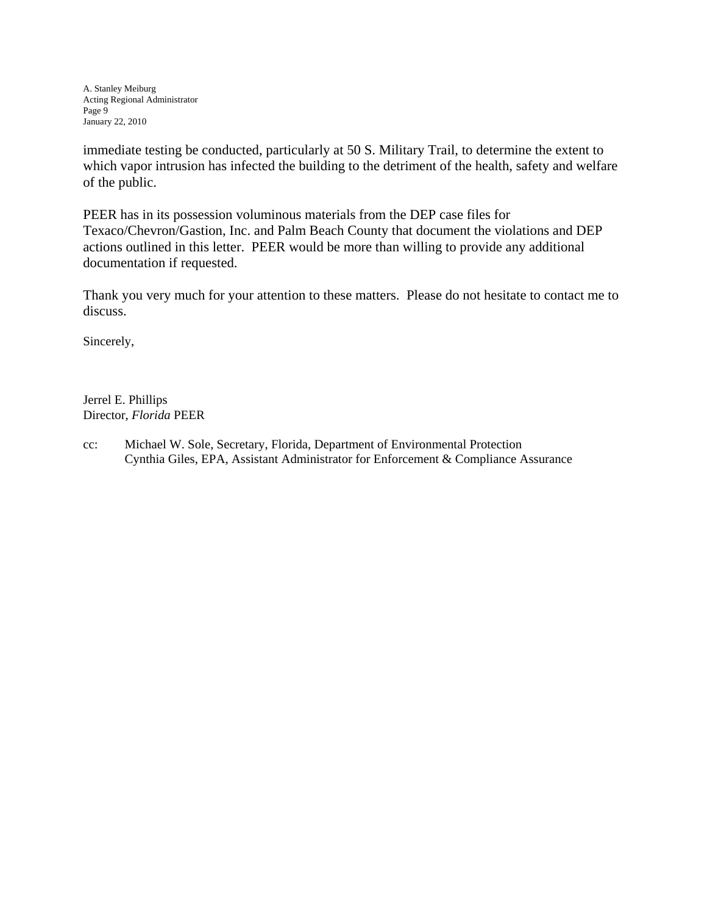immediate testing be conducted, particularly at 50 S. Military Trail, to determine the extent to which vapor intrusion has infected the building to the detriment of the health, safety and welfare of the public.

PEER has in its possession voluminous materials from the DEP case files for Texaco/Chevron/Gastion, Inc. and Palm Beach County that document the violations and DEP actions outlined in this letter. PEER would be more than willing to provide any additional documentation if requested.

Thank you very much for your attention to these matters. Please do not hesitate to contact me to discuss.

Sincerely,

Jerrel E. Phillips
Director, *Florida* PEER

cc: Michael W. Sole, Secretary, Florida, Department of Environmental Protection
Cynthia Giles, EPA, Assistant Administrator for Enforcement & Compliance Assurance